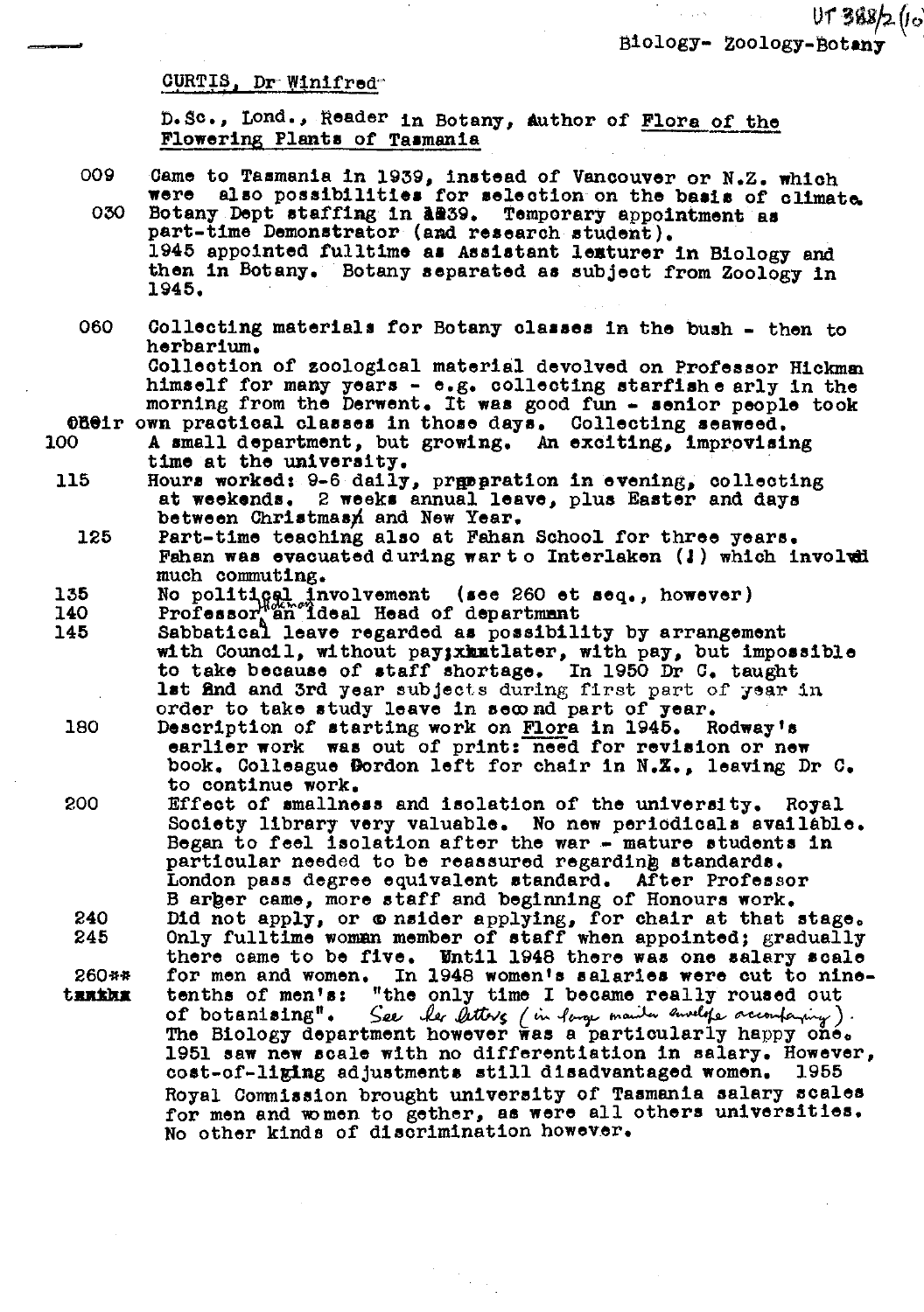UT 388/2 (10)

Biology- Zoology-Botany

CURTIS, Dr Winifred

D.Sc., Lond., Reader in Botany, Author of Flora of the Flowering Plants of Tasmania

009 Came to Tasmania in 1939, instead of Vancouver or N.Z. which were also possibilities for selection on the basis of climate.

030 Botany Dept staffing in 1939. Temporary appointment as part-time Demonstrator (and research student). 1945 appointed fulltime as Assistant lecturer in Biology and then in Botany. Botany separated as subject from Zoology in 1945.

060 Collecting materials for Botany classes in the bush - then to herbarium. Collection of zoological material devolved on Professor Hickman himself for many years - e.g. collecting starfish early in the morning from the Derwent. It was good fun - senior people took their own practical classes in those days. Collecting seaweed.

100 A small department, but growing. An exciting, improvising time at the university.

115 Hours worked: 9-6 daily, preparation in evening, collecting at weekends. 2 weeks annual leave, plus Easter and days between Christmas and New Year.

125 Part-time teaching also at Fahan School for three years. Fahan was evacuated during war to Interlaken (!) which involved much commuting.

135 No political involvement (see 260 et seq., however)

140 Professor Hickman an ideal Head of department

145 Sabbatical leave regarded as possibility by arrangement with Council, without pay; later, with pay, but impossible to take because of staff shortage. In 1950 Dr C. taught 1st and and 3rd year subjects during first part of year in order to take study leave in second part of year.

180 Description of starting work on Flora in 1945. Rodway's earlier work was out of print: need for revision or new book. Colleague Gordon left for chair in N.Z., leaving Dr C. to continue work.

200 Effect of smallness and isolation of the university. Royal Society library very valuable. No new periodicals available. Began to feel isolation after the war - mature students in particular needed to be reassured regarding standards. London pass degree equivalent standard. After Professor Barber came, more staff and beginning of Honours work.

240 Did not apply, or consider applying, for chair at that stage.

245 Only fulltime woman member of staff when appointed; gradually there came to be five. Until 1948 there was one salary scale

260** for men and women. In 1948 women's salaries were cut to nine-tenths of men's: "the only time I became really roused out of botanising". *See her letters (in large manila envelope accompanying).* The Biology department however was a particularly happy one. 1951 saw new scale with no differentiation in salary. However, cost-of-living adjustments still disadvantaged women. 1955 Royal Commission brought university of Tasmania salary scales for men and women together, as were all others universities. No other kinds of discrimination however.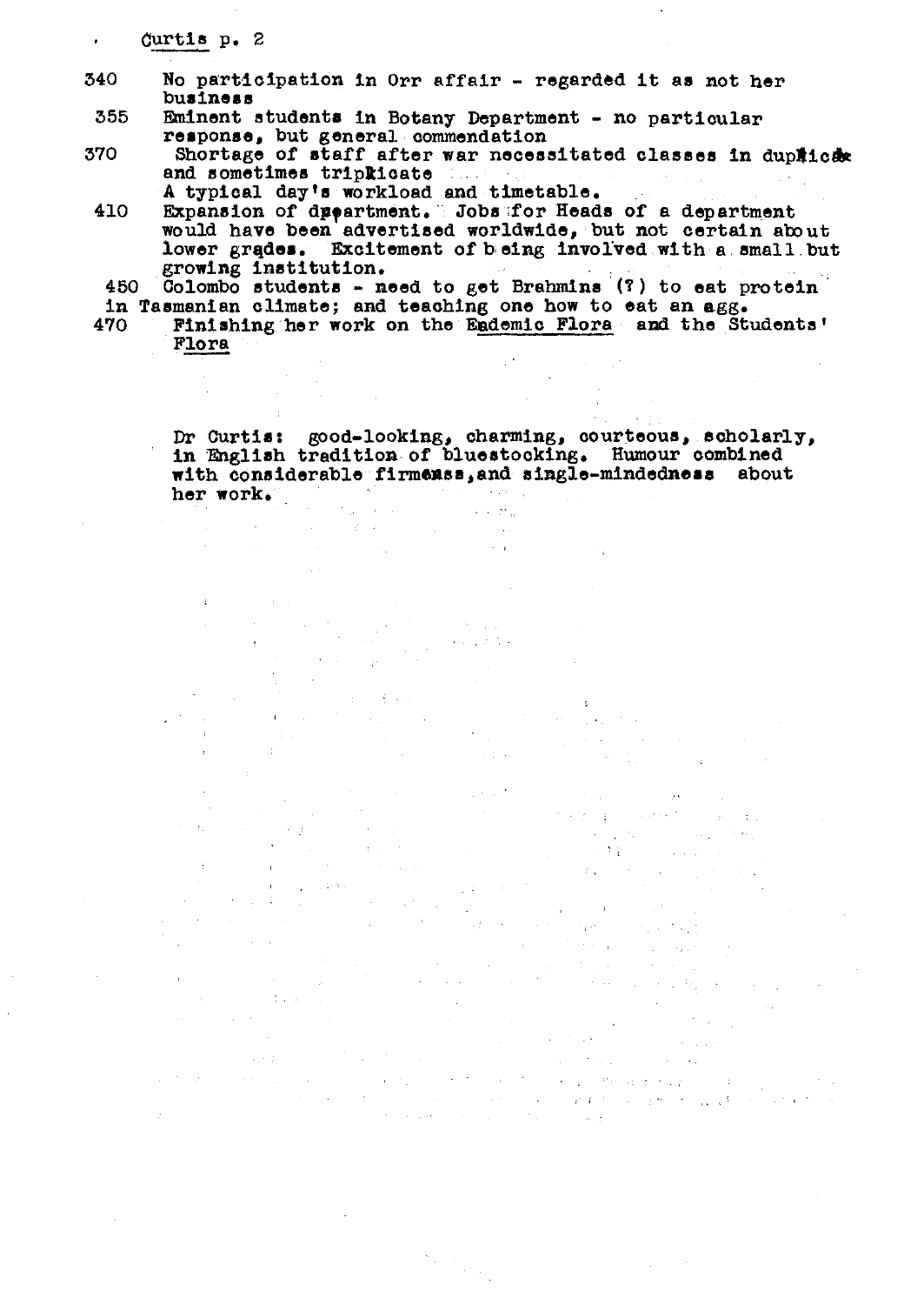340 No participation in Orr affair - regarded it as not her business

355 Eminent students in Botany Department - no particular response, but general commendation

370 Shortage of staff after war necessitated classes in duplicate and sometimes triplicate
A typical day's workload and timetable.

410 Expansion of department. Jobs for Heads of a department would have been advertised worldwide, but not certain about lower grades. Excitement of being involved with a small but growing institution.

450 Colombo students - need to get Brahmins (?) to eat protein in Tasmanian climate; and teaching one how to eat an egg.

470 Finishing her work on the Endemic Flora and the Students' Flora

Dr Curtis: good-looking, charming, courteous, scholarly, in English tradition of bluestocking. Humour combined with considerable firmness, and single-mindedness about her work.